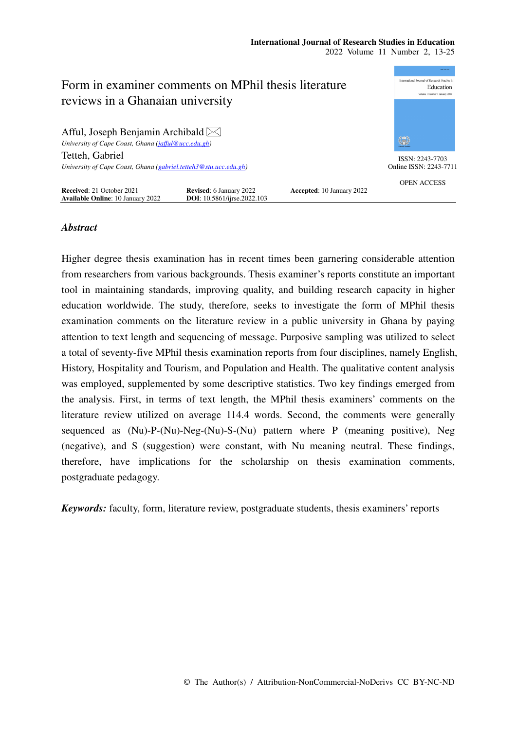# Form in examiner comments on MPhil thesis literature reviews in a Ghanaian university

Afful, Joseph Benjamin Archibald
*University of Cape Coast, Ghana (jafful@ucc.edu.gh)*

Tetteh, Gabriel
*University of Cape Coast, Ghana (gabriel.tetteh3@stu.ucc.edu.gh)*

ISSN: 2243-7703
Online ISSN: 2243-7711

OPEN ACCESS

**Received**: 21 October 2021 **Revised**: 6 January 2022 **Accepted**: 10 January 2022
**Available Online**: 10 January 2022 **DOI**: 10.5861/ijrse.2022.103

## *Abstract*

Higher degree thesis examination has in recent times been garnering considerable attention from researchers from various backgrounds. Thesis examiner's reports constitute an important tool in maintaining standards, improving quality, and building research capacity in higher education worldwide. The study, therefore, seeks to investigate the form of MPhil thesis examination comments on the literature review in a public university in Ghana by paying attention to text length and sequencing of message. Purposive sampling was utilized to select a total of seventy-five MPhil thesis examination reports from four disciplines, namely English, History, Hospitality and Tourism, and Population and Health. The qualitative content analysis was employed, supplemented by some descriptive statistics. Two key findings emerged from the analysis. First, in terms of text length, the MPhil thesis examiners' comments on the literature review utilized on average 114.4 words. Second, the comments were generally sequenced as (Nu)-P-(Nu)-Neg-(Nu)-S-(Nu) pattern where P (meaning positive), Neg (negative), and S (suggestion) were constant, with Nu meaning neutral. These findings, therefore, have implications for the scholarship on thesis examination comments, postgraduate pedagogy.

***Keywords:*** faculty, form, literature review, postgraduate students, thesis examiners' reports

© The Author(s) / Attribution-NonCommercial-NoDerivs CC BY-NC-ND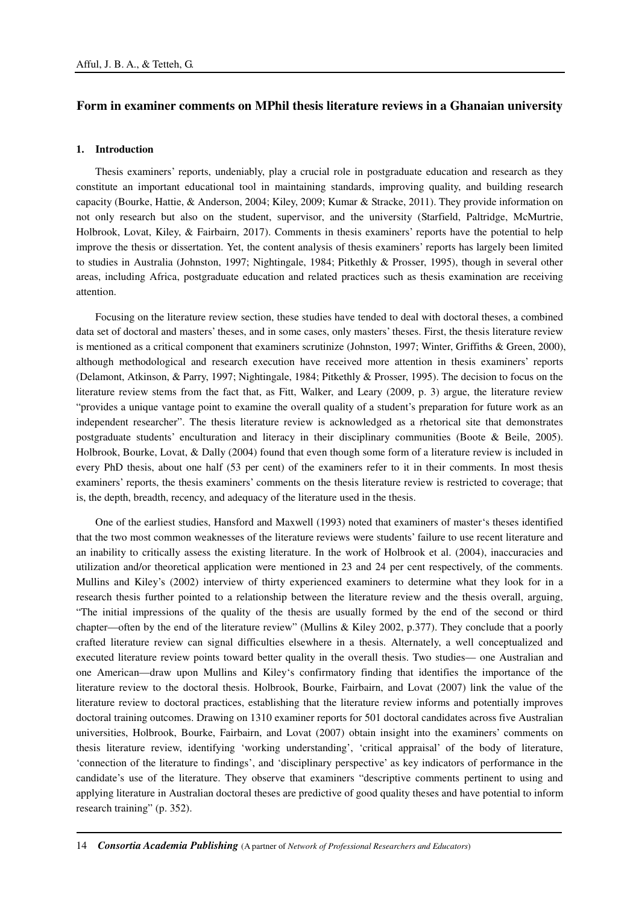## Form in examiner comments on MPhil thesis literature reviews in a Ghanaian university

### 1. Introduction

Thesis examiners' reports, undeniably, play a crucial role in postgraduate education and research as they constitute an important educational tool in maintaining standards, improving quality, and building research capacity (Bourke, Hattie, & Anderson, 2004; Kiley, 2009; Kumar & Stracke, 2011). They provide information on not only research but also on the student, supervisor, and the university (Starfield, Paltridge, McMurtrie, Holbrook, Lovat, Kiley, & Fairbairn, 2017). Comments in thesis examiners' reports have the potential to help improve the thesis or dissertation. Yet, the content analysis of thesis examiners' reports has largely been limited to studies in Australia (Johnston, 1997; Nightingale, 1984; Pitkethly & Prosser, 1995), though in several other areas, including Africa, postgraduate education and related practices such as thesis examination are receiving attention.

Focusing on the literature review section, these studies have tended to deal with doctoral theses, a combined data set of doctoral and masters' theses, and in some cases, only masters' theses. First, the thesis literature review is mentioned as a critical component that examiners scrutinize (Johnston, 1997; Winter, Griffiths & Green, 2000), although methodological and research execution have received more attention in thesis examiners' reports (Delamont, Atkinson, & Parry, 1997; Nightingale, 1984; Pitkethly & Prosser, 1995). The decision to focus on the literature review stems from the fact that, as Fitt, Walker, and Leary (2009, p. 3) argue, the literature review "provides a unique vantage point to examine the overall quality of a student's preparation for future work as an independent researcher". The thesis literature review is acknowledged as a rhetorical site that demonstrates postgraduate students' enculturation and literacy in their disciplinary communities (Boote & Beile, 2005). Holbrook, Bourke, Lovat, & Dally (2004) found that even though some form of a literature review is included in every PhD thesis, about one half (53 per cent) of the examiners refer to it in their comments. In most thesis examiners' reports, the thesis examiners' comments on the thesis literature review is restricted to coverage; that is, the depth, breadth, recency, and adequacy of the literature used in the thesis.

One of the earliest studies, Hansford and Maxwell (1993) noted that examiners of master's theses identified that the two most common weaknesses of the literature reviews were students' failure to use recent literature and an inability to critically assess the existing literature. In the work of Holbrook et al. (2004), inaccuracies and utilization and/or theoretical application were mentioned in 23 and 24 per cent respectively, of the comments. Mullins and Kiley's (2002) interview of thirty experienced examiners to determine what they look for in a research thesis further pointed to a relationship between the literature review and the thesis overall, arguing, "The initial impressions of the quality of the thesis are usually formed by the end of the second or third chapter—often by the end of the literature review" (Mullins & Kiley 2002, p.377). They conclude that a poorly crafted literature review can signal difficulties elsewhere in a thesis. Alternately, a well conceptualized and executed literature review points toward better quality in the overall thesis. Two studies— one Australian and one American—draw upon Mullins and Kiley's confirmatory finding that identifies the importance of the literature review to the doctoral thesis. Holbrook, Bourke, Fairbairn, and Lovat (2007) link the value of the literature review to doctoral practices, establishing that the literature review informs and potentially improves doctoral training outcomes. Drawing on 1310 examiner reports for 501 doctoral candidates across five Australian universities, Holbrook, Bourke, Fairbairn, and Lovat (2007) obtain insight into the examiners' comments on thesis literature review, identifying 'working understanding', 'critical appraisal' of the body of literature, 'connection of the literature to findings', and 'disciplinary perspective' as key indicators of performance in the candidate's use of the literature. They observe that examiners "descriptive comments pertinent to using and applying literature in Australian doctoral theses are predictive of good quality theses and have potential to inform research training" (p. 352).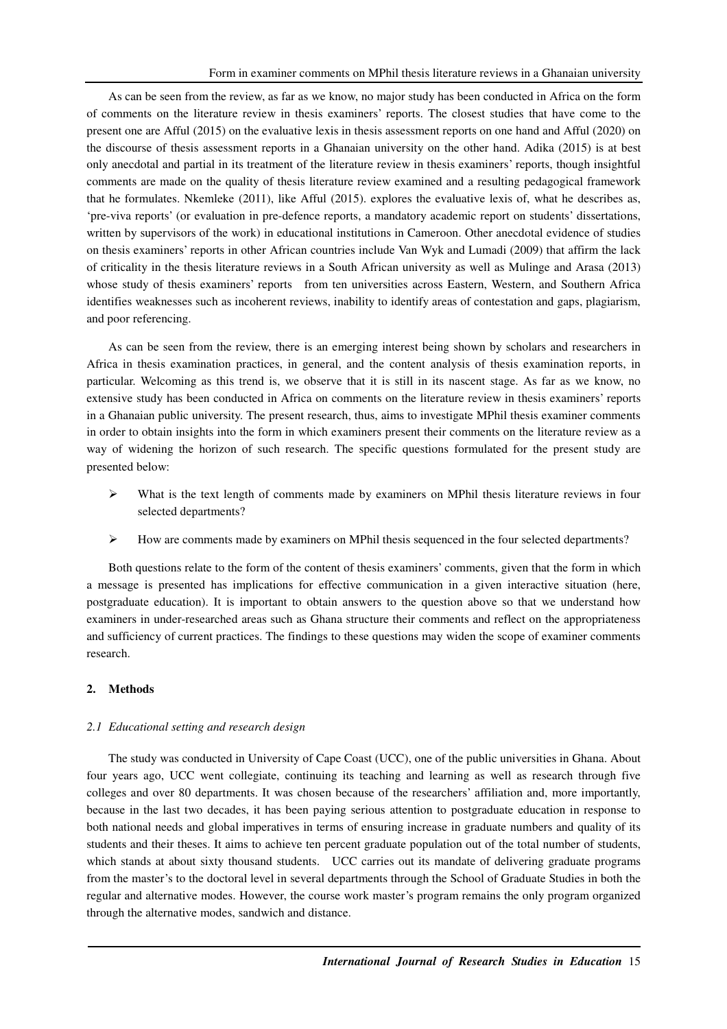As can be seen from the review, as far as we know, no major study has been conducted in Africa on the form of comments on the literature review in thesis examiners' reports. The closest studies that have come to the present one are Afful (2015) on the evaluative lexis in thesis assessment reports on one hand and Afful (2020) on the discourse of thesis assessment reports in a Ghanaian university on the other hand. Adika (2015) is at best only anecdotal and partial in its treatment of the literature review in thesis examiners' reports, though insightful comments are made on the quality of thesis literature review examined and a resulting pedagogical framework that he formulates. Nkemleke (2011), like Afful (2015). explores the evaluative lexis of, what he describes as, 'pre-viva reports' (or evaluation in pre-defence reports, a mandatory academic report on students' dissertations, written by supervisors of the work) in educational institutions in Cameroon. Other anecdotal evidence of studies on thesis examiners' reports in other African countries include Van Wyk and Lumadi (2009) that affirm the lack of criticality in the thesis literature reviews in a South African university as well as Mulinge and Arasa (2013) whose study of thesis examiners' reports from ten universities across Eastern, Western, and Southern Africa identifies weaknesses such as incoherent reviews, inability to identify areas of contestation and gaps, plagiarism, and poor referencing.

As can be seen from the review, there is an emerging interest being shown by scholars and researchers in Africa in thesis examination practices, in general, and the content analysis of thesis examination reports, in particular. Welcoming as this trend is, we observe that it is still in its nascent stage. As far as we know, no extensive study has been conducted in Africa on comments on the literature review in thesis examiners' reports in a Ghanaian public university. The present research, thus, aims to investigate MPhil thesis examiner comments in order to obtain insights into the form in which examiners present their comments on the literature review as a way of widening the horizon of such research. The specific questions formulated for the present study are presented below:

- What is the text length of comments made by examiners on MPhil thesis literature reviews in four selected departments?
- How are comments made by examiners on MPhil thesis sequenced in the four selected departments?

Both questions relate to the form of the content of thesis examiners' comments, given that the form in which a message is presented has implications for effective communication in a given interactive situation (here, postgraduate education). It is important to obtain answers to the question above so that we understand how examiners in under-researched areas such as Ghana structure their comments and reflect on the appropriateness and sufficiency of current practices. The findings to these questions may widen the scope of examiner comments research.

## 2. Methods

### *2.1 Educational setting and research design*

The study was conducted in University of Cape Coast (UCC), one of the public universities in Ghana. About four years ago, UCC went collegiate, continuing its teaching and learning as well as research through five colleges and over 80 departments. It was chosen because of the researchers' affiliation and, more importantly, because in the last two decades, it has been paying serious attention to postgraduate education in response to both national needs and global imperatives in terms of ensuring increase in graduate numbers and quality of its students and their theses. It aims to achieve ten percent graduate population out of the total number of students, which stands at about sixty thousand students. UCC carries out its mandate of delivering graduate programs from the master's to the doctoral level in several departments through the School of Graduate Studies in both the regular and alternative modes. However, the course work master's program remains the only program organized through the alternative modes, sandwich and distance.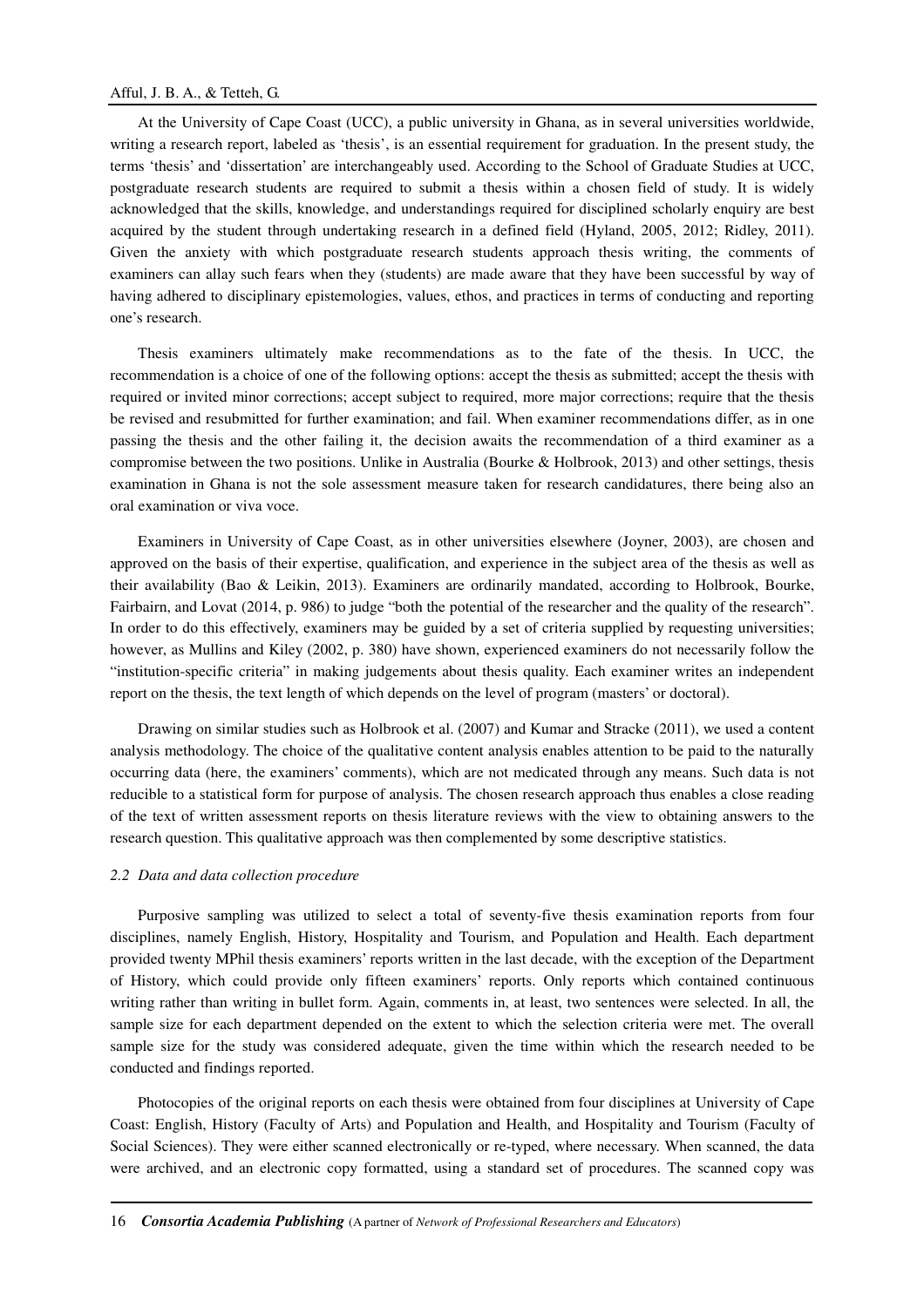At the University of Cape Coast (UCC), a public university in Ghana, as in several universities worldwide, writing a research report, labeled as 'thesis', is an essential requirement for graduation. In the present study, the terms 'thesis' and 'dissertation' are interchangeably used. According to the School of Graduate Studies at UCC, postgraduate research students are required to submit a thesis within a chosen field of study. It is widely acknowledged that the skills, knowledge, and understandings required for disciplined scholarly enquiry are best acquired by the student through undertaking research in a defined field (Hyland, 2005, 2012; Ridley, 2011). Given the anxiety with which postgraduate research students approach thesis writing, the comments of examiners can allay such fears when they (students) are made aware that they have been successful by way of having adhered to disciplinary epistemologies, values, ethos, and practices in terms of conducting and reporting one's research.

Thesis examiners ultimately make recommendations as to the fate of the thesis. In UCC, the recommendation is a choice of one of the following options: accept the thesis as submitted; accept the thesis with required or invited minor corrections; accept subject to required, more major corrections; require that the thesis be revised and resubmitted for further examination; and fail. When examiner recommendations differ, as in one passing the thesis and the other failing it, the decision awaits the recommendation of a third examiner as a compromise between the two positions. Unlike in Australia (Bourke & Holbrook, 2013) and other settings, thesis examination in Ghana is not the sole assessment measure taken for research candidatures, there being also an oral examination or viva voce.

Examiners in University of Cape Coast, as in other universities elsewhere (Joyner, 2003), are chosen and approved on the basis of their expertise, qualification, and experience in the subject area of the thesis as well as their availability (Bao & Leikin, 2013). Examiners are ordinarily mandated, according to Holbrook, Bourke, Fairbairn, and Lovat (2014, p. 986) to judge "both the potential of the researcher and the quality of the research". In order to do this effectively, examiners may be guided by a set of criteria supplied by requesting universities; however, as Mullins and Kiley (2002, p. 380) have shown, experienced examiners do not necessarily follow the "institution-specific criteria" in making judgements about thesis quality. Each examiner writes an independent report on the thesis, the text length of which depends on the level of program (masters' or doctoral).

Drawing on similar studies such as Holbrook et al. (2007) and Kumar and Stracke (2011), we used a content analysis methodology. The choice of the qualitative content analysis enables attention to be paid to the naturally occurring data (here, the examiners' comments), which are not medicated through any means. Such data is not reducible to a statistical form for purpose of analysis. The chosen research approach thus enables a close reading of the text of written assessment reports on thesis literature reviews with the view to obtaining answers to the research question. This qualitative approach was then complemented by some descriptive statistics.

### *2.2 Data and data collection procedure*

Purposive sampling was utilized to select a total of seventy-five thesis examination reports from four disciplines, namely English, History, Hospitality and Tourism, and Population and Health. Each department provided twenty MPhil thesis examiners' reports written in the last decade, with the exception of the Department of History, which could provide only fifteen examiners' reports. Only reports which contained continuous writing rather than writing in bullet form. Again, comments in, at least, two sentences were selected. In all, the sample size for each department depended on the extent to which the selection criteria were met. The overall sample size for the study was considered adequate, given the time within which the research needed to be conducted and findings reported.

Photocopies of the original reports on each thesis were obtained from four disciplines at University of Cape Coast: English, History (Faculty of Arts) and Population and Health, and Hospitality and Tourism (Faculty of Social Sciences). They were either scanned electronically or re-typed, where necessary. When scanned, the data were archived, and an electronic copy formatted, using a standard set of procedures. The scanned copy was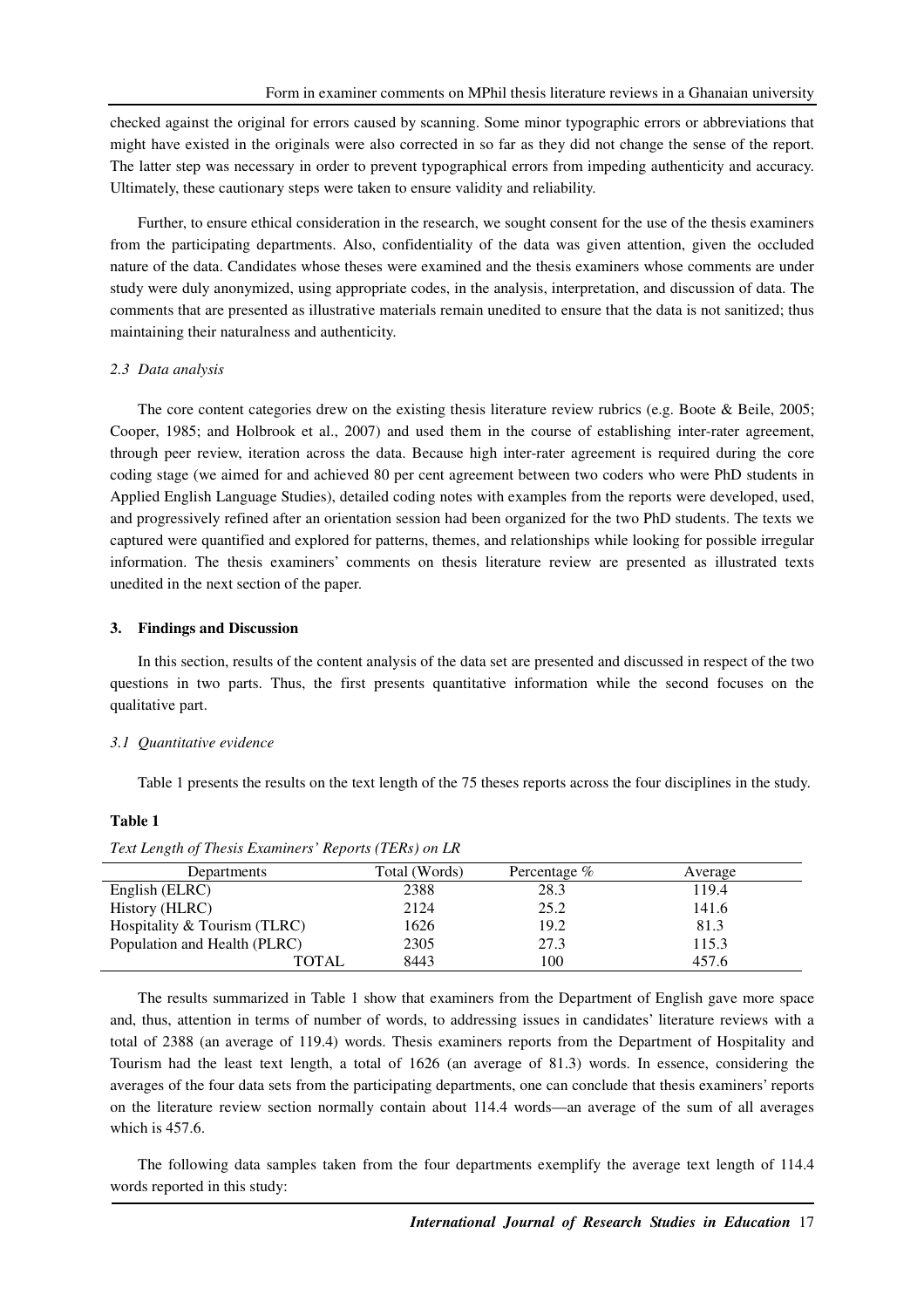checked against the original for errors caused by scanning. Some minor typographic errors or abbreviations that might have existed in the originals were also corrected in so far as they did not change the sense of the report. The latter step was necessary in order to prevent typographical errors from impeding authenticity and accuracy. Ultimately, these cautionary steps were taken to ensure validity and reliability.

Further, to ensure ethical consideration in the research, we sought consent for the use of the thesis examiners from the participating departments. Also, confidentiality of the data was given attention, given the occluded nature of the data. Candidates whose theses were examined and the thesis examiners whose comments are under study were duly anonymized, using appropriate codes, in the analysis, interpretation, and discussion of data. The comments that are presented as illustrative materials remain unedited to ensure that the data is not sanitized; thus maintaining their naturalness and authenticity.

### *2.3 Data analysis*

The core content categories drew on the existing thesis literature review rubrics (e.g. Boote & Beile, 2005; Cooper, 1985; and Holbrook et al., 2007) and used them in the course of establishing inter-rater agreement, through peer review, iteration across the data. Because high inter-rater agreement is required during the core coding stage (we aimed for and achieved 80 per cent agreement between two coders who were PhD students in Applied English Language Studies), detailed coding notes with examples from the reports were developed, used, and progressively refined after an orientation session had been organized for the two PhD students. The texts we captured were quantified and explored for patterns, themes, and relationships while looking for possible irregular information. The thesis examiners' comments on thesis literature review are presented as illustrated texts unedited in the next section of the paper.

## 3. Findings and Discussion

In this section, results of the content analysis of the data set are presented and discussed in respect of the two questions in two parts. Thus, the first presents quantitative information while the second focuses on the qualitative part.

### *3.1 Quantitative evidence*

Table 1 presents the results on the text length of the 75 theses reports across the four disciplines in the study.

**Table 1**

*Text Length of Thesis Examiners' Reports (TERs) on LR*

| Departments | Total (Words) | Percentage % | Average |
|---|---|---|---|
| English (ELRC) | 2388 | 28.3 | 119.4 |
| History (HLRC) | 2124 | 25.2 | 141.6 |
| Hospitality & Tourism (TLRC) | 1626 | 19.2 | 81.3 |
| Population and Health (PLRC) | 2305 | 27.3 | 115.3 |
| TOTAL | 8443 | 100 | 457.6 |

The results summarized in Table 1 show that examiners from the Department of English gave more space and, thus, attention in terms of number of words, to addressing issues in candidates' literature reviews with a total of 2388 (an average of 119.4) words. Thesis examiners reports from the Department of Hospitality and Tourism had the least text length, a total of 1626 (an average of 81.3) words. In essence, considering the averages of the four data sets from the participating departments, one can conclude that thesis examiners' reports on the literature review section normally contain about 114.4 words—an average of the sum of all averages which is 457.6.

The following data samples taken from the four departments exemplify the average text length of 114.4 words reported in this study: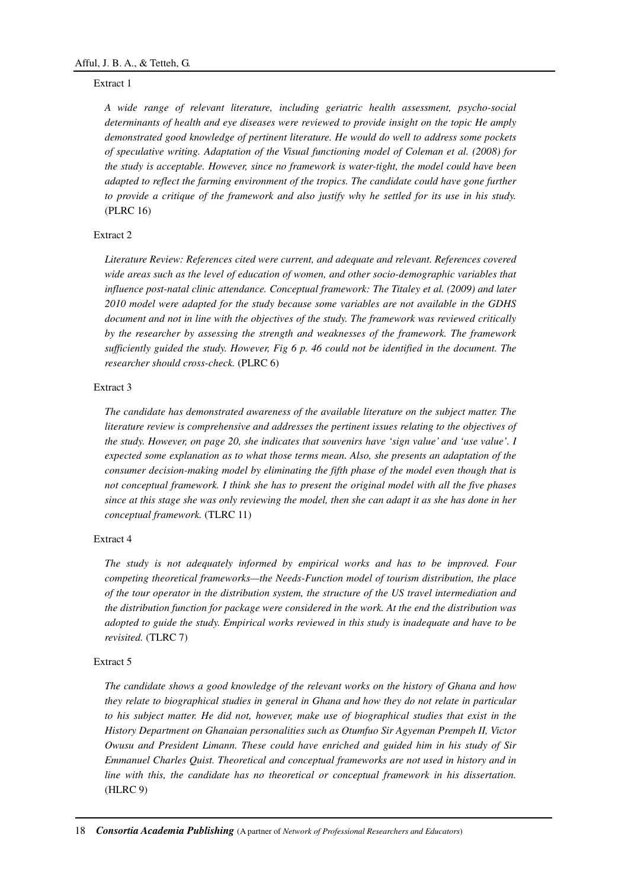Extract 1

*A wide range of relevant literature, including geriatric health assessment, psycho-social determinants of health and eye diseases were reviewed to provide insight on the topic He amply demonstrated good knowledge of pertinent literature. He would do well to address some pockets of speculative writing. Adaptation of the Visual functioning model of Coleman et al. (2008) for the study is acceptable. However, since no framework is water-tight, the model could have been adapted to reflect the farming environment of the tropics. The candidate could have gone further to provide a critique of the framework and also justify why he settled for its use in his study.* (PLRC 16)

Extract 2

*Literature Review: References cited were current, and adequate and relevant. References covered wide areas such as the level of education of women, and other socio-demographic variables that influence post-natal clinic attendance. Conceptual framework: The Titaley et al. (2009) and later 2010 model were adapted for the study because some variables are not available in the GDHS document and not in line with the objectives of the study. The framework was reviewed critically by the researcher by assessing the strength and weaknesses of the framework. The framework sufficiently guided the study. However, Fig 6 p. 46 could not be identified in the document. The researcher should cross-check.* (PLRC 6)

Extract 3

*The candidate has demonstrated awareness of the available literature on the subject matter. The literature review is comprehensive and addresses the pertinent issues relating to the objectives of the study. However, on page 20, she indicates that souvenirs have 'sign value' and 'use value'. I expected some explanation as to what those terms mean. Also, she presents an adaptation of the consumer decision-making model by eliminating the fifth phase of the model even though that is not conceptual framework. I think she has to present the original model with all the five phases since at this stage she was only reviewing the model, then she can adapt it as she has done in her conceptual framework.* (TLRC 11)

Extract 4

*The study is not adequately informed by empirical works and has to be improved. Four competing theoretical frameworks—the Needs-Function model of tourism distribution, the place of the tour operator in the distribution system, the structure of the US travel intermediation and the distribution function for package were considered in the work. At the end the distribution was adopted to guide the study. Empirical works reviewed in this study is inadequate and have to be revisited.* (TLRC 7)

Extract 5

*The candidate shows a good knowledge of the relevant works on the history of Ghana and how they relate to biographical studies in general in Ghana and how they do not relate in particular to his subject matter. He did not, however, make use of biographical studies that exist in the History Department on Ghanaian personalities such as Otumfuo Sir Agyeman Prempeh II, Victor Owusu and President Limann. These could have enriched and guided him in his study of Sir Emmanuel Charles Quist. Theoretical and conceptual frameworks are not used in history and in line with this, the candidate has no theoretical or conceptual framework in his dissertation.* (HLRC 9)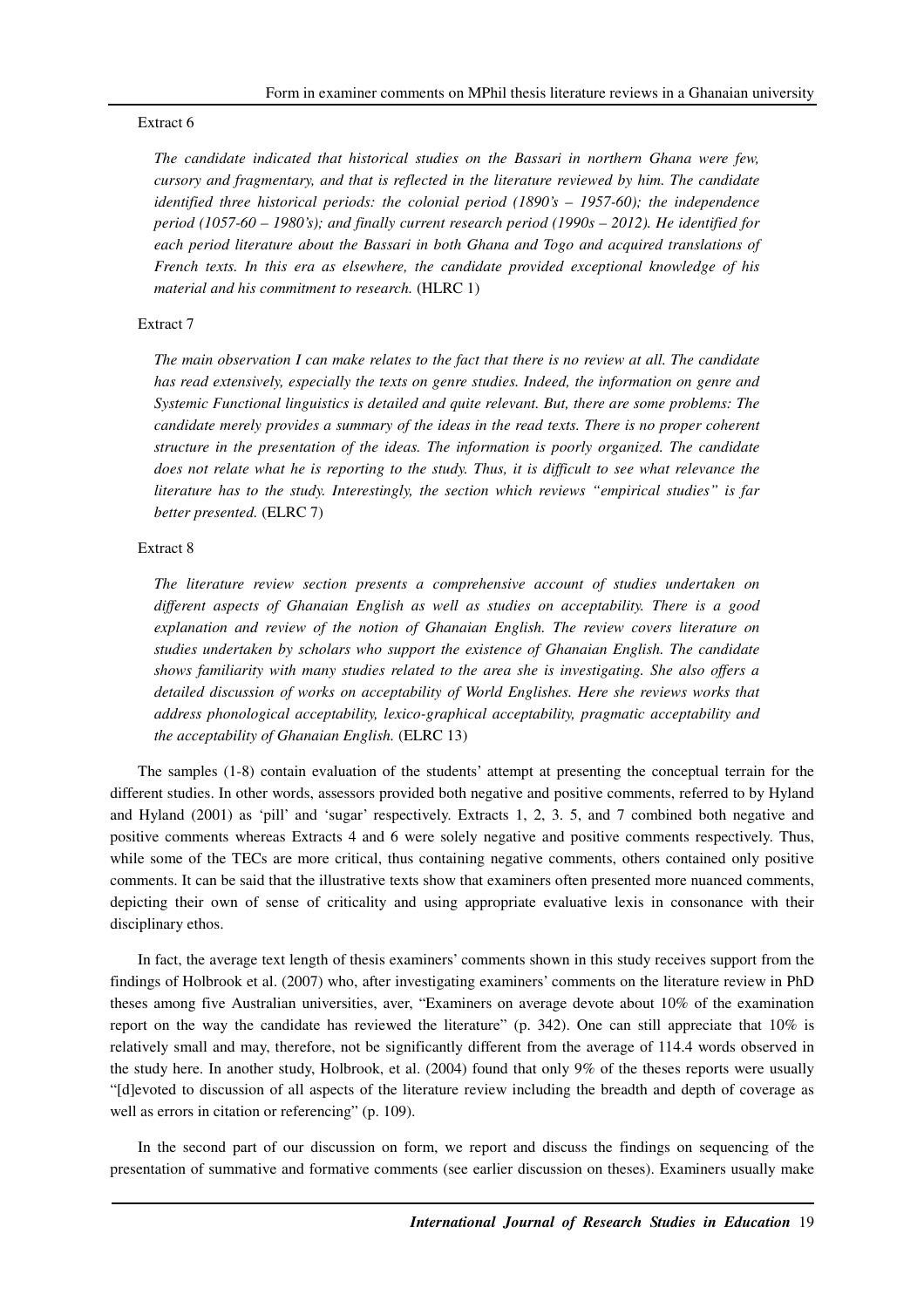Extract 6

*The candidate indicated that historical studies on the Bassari in northern Ghana were few, cursory and fragmentary, and that is reflected in the literature reviewed by him. The candidate identified three historical periods: the colonial period (1890's – 1957-60); the independence period (1057-60 – 1980's); and finally current research period (1990s – 2012). He identified for each period literature about the Bassari in both Ghana and Togo and acquired translations of French texts. In this era as elsewhere, the candidate provided exceptional knowledge of his material and his commitment to research.* (HLRC 1)

Extract 7

*The main observation I can make relates to the fact that there is no review at all. The candidate has read extensively, especially the texts on genre studies. Indeed, the information on genre and Systemic Functional linguistics is detailed and quite relevant. But, there are some problems: The candidate merely provides a summary of the ideas in the read texts. There is no proper coherent structure in the presentation of the ideas. The information is poorly organized. The candidate does not relate what he is reporting to the study. Thus, it is difficult to see what relevance the literature has to the study. Interestingly, the section which reviews "empirical studies" is far better presented.* (ELRC 7)

Extract 8

*The literature review section presents a comprehensive account of studies undertaken on different aspects of Ghanaian English as well as studies on acceptability. There is a good explanation and review of the notion of Ghanaian English. The review covers literature on studies undertaken by scholars who support the existence of Ghanaian English. The candidate shows familiarity with many studies related to the area she is investigating. She also offers a detailed discussion of works on acceptability of World Englishes. Here she reviews works that address phonological acceptability, lexico-graphical acceptability, pragmatic acceptability and the acceptability of Ghanaian English.* (ELRC 13)

The samples (1-8) contain evaluation of the students' attempt at presenting the conceptual terrain for the different studies. In other words, assessors provided both negative and positive comments, referred to by Hyland and Hyland (2001) as 'pill' and 'sugar' respectively. Extracts 1, 2, 3. 5, and 7 combined both negative and positive comments whereas Extracts 4 and 6 were solely negative and positive comments respectively. Thus, while some of the TECs are more critical, thus containing negative comments, others contained only positive comments. It can be said that the illustrative texts show that examiners often presented more nuanced comments, depicting their own of sense of criticality and using appropriate evaluative lexis in consonance with their disciplinary ethos.

In fact, the average text length of thesis examiners' comments shown in this study receives support from the findings of Holbrook et al. (2007) who, after investigating examiners' comments on the literature review in PhD theses among five Australian universities, aver, "Examiners on average devote about 10% of the examination report on the way the candidate has reviewed the literature" (p. 342). One can still appreciate that 10% is relatively small and may, therefore, not be significantly different from the average of 114.4 words observed in the study here. In another study, Holbrook, et al. (2004) found that only 9% of the theses reports were usually "[d]evoted to discussion of all aspects of the literature review including the breadth and depth of coverage as well as errors in citation or referencing" (p. 109).

In the second part of our discussion on form, we report and discuss the findings on sequencing of the presentation of summative and formative comments (see earlier discussion on theses). Examiners usually make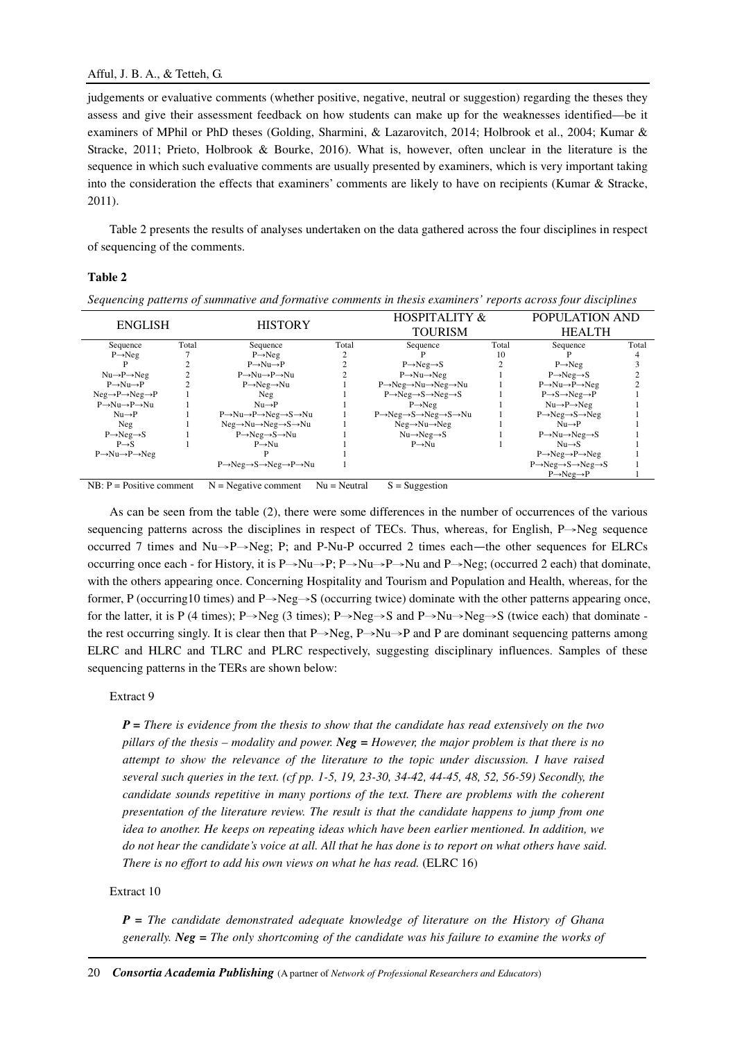judgements or evaluative comments (whether positive, negative, neutral or suggestion) regarding the theses they assess and give their assessment feedback on how students can make up for the weaknesses identified—be it examiners of MPhil or PhD theses (Golding, Sharmini, & Lazarovitch, 2014; Holbrook et al., 2004; Kumar & Stracke, 2011; Prieto, Holbrook & Bourke, 2016). What is, however, often unclear in the literature is the sequence in which such evaluative comments are usually presented by examiners, which is very important taking into the consideration the effects that examiners' comments are likely to have on recipients (Kumar & Stracke, 2011).

Table 2 presents the results of analyses undertaken on the data gathered across the four disciplines in respect of sequencing of the comments.

**Table 2**

*Sequencing patterns of summative and formative comments in thesis examiners' reports across four disciplines*

| ENGLISH | | HISTORY | | HOSPITALITY & TOURISM | | POPULATION AND HEALTH | |
|---|---|---|---|---|---|---|---|
| Sequence | Total | Sequence | Total | Sequence | Total | Sequence | Total |
| P→Neg | 7 | P→Neg | 2 | P | 10 | P | 4 |
| P | 2 | P→Nu→P | 2 | P→Neg→S | 2 | P→Neg | 3 |
| Nu→P→Neg | 2 | P→Nu→P→Nu | 2 | P→Nu→Neg | 1 | P→Neg→S | 2 |
| P→Nu→P | 2 | P→Neg→Nu | 1 | P→Neg→Nu→Neg→Nu | 1 | P→Nu→P→Neg | 2 |
| Neg→P→Neg→P | 1 | Neg | 1 | P→Neg→S→Neg→S | 1 | P→S→Neg→P | 1 |
| P→Nu→P→Nu | 1 | Nu→P | 1 | P→Neg | 1 | Nu→P→Neg | 1 |
| Nu→P | 1 | P→Nu→P→Neg→S→Nu | 1 | P→Neg→S→Neg→S→Nu | 1 | P→Neg→S→Neg | 1 |
| Neg | 1 | Neg→Nu→Neg→S→Nu | 1 | Neg→Nu→Neg | 1 | Nu→P | 1 |
| P→Neg→S | 1 | P→Neg→S→Nu | 1 | Nu→Neg→S | 1 | P→Nu→Neg→S | 1 |
| P→S | 1 | P→Nu | 1 | P→Nu | 1 | Nu→S | 1 |
| P→Nu→P→Neg | | P | 1 | | | P→Neg→P→Neg | 1 |
| | | P→Neg→S→Neg→P→Nu | 1 | | | P→Neg→S→Neg→S | 1 |
| | | | | | | P→Neg→P | 1 |

NB: P = Positive comment  N = Negative comment  Nu = Neutral  S = Suggestion

As can be seen from the table (2), there were some differences in the number of occurrences of the various sequencing patterns across the disciplines in respect of TECs. Thus, whereas, for English, P→Neg sequence occurred 7 times and Nu→P→Neg; P; and P-Nu-P occurred 2 times each—the other sequences for ELRCs occurring once each - for History, it is P→Nu→P; P→Nu→P→Nu and P→Neg; (occurred 2 each) that dominate, with the others appearing once. Concerning Hospitality and Tourism and Population and Health, whereas, for the former, P (occurring10 times) and P→Neg→S (occurring twice) dominate with the other patterns appearing once, for the latter, it is P (4 times); P→Neg (3 times); P→Neg→S and P→Nu→Neg→S (twice each) that dominate - the rest occurring singly. It is clear then that P→Neg, P→Nu→P and P are dominant sequencing patterns among ELRC and HLRC and TLRC and PLRC respectively, suggesting disciplinary influences. Samples of these sequencing patterns in the TERs are shown below:

Extract 9

> ***P =*** *There is evidence from the thesis to show that the candidate has read extensively on the two pillars of the thesis – modality and power.* ***Neg =*** *However, the major problem is that there is no attempt to show the relevance of the literature to the topic under discussion. I have raised several such queries in the text. (cf pp. 1-5, 19, 23-30, 34-42, 44-45, 48, 52, 56-59) Secondly, the candidate sounds repetitive in many portions of the text. There are problems with the coherent presentation of the literature review. The result is that the candidate happens to jump from one idea to another. He keeps on repeating ideas which have been earlier mentioned. In addition, we do not hear the candidate's voice at all. All that he has done is to report on what others have said. There is no effort to add his own views on what he has read.* (ELRC 16)

Extract 10

> ***P =*** *The candidate demonstrated adequate knowledge of literature on the History of Ghana generally.* ***Neg =*** *The only shortcoming of the candidate was his failure to examine the works of*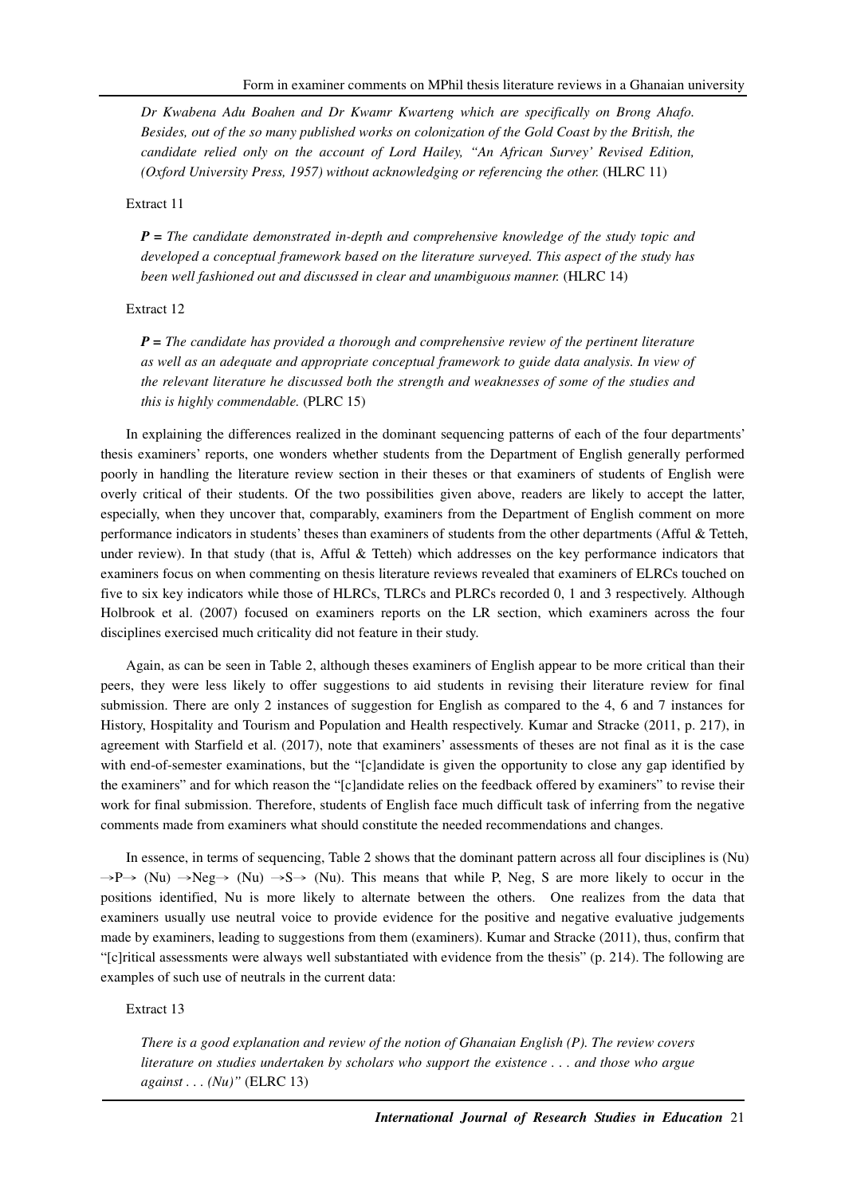*Dr Kwabena Adu Boahen and Dr Kwamr Kwarteng which are specifically on Brong Ahafo. Besides, out of the so many published works on colonization of the Gold Coast by the British, the candidate relied only on the account of Lord Hailey, "An African Survey' Revised Edition, (Oxford University Press, 1957) without acknowledging or referencing the other.* (HLRC 11)

Extract 11

***P =** The candidate demonstrated in-depth and comprehensive knowledge of the study topic and developed a conceptual framework based on the literature surveyed. This aspect of the study has been well fashioned out and discussed in clear and unambiguous manner.* (HLRC 14)

Extract 12

***P =** The candidate has provided a thorough and comprehensive review of the pertinent literature as well as an adequate and appropriate conceptual framework to guide data analysis. In view of the relevant literature he discussed both the strength and weaknesses of some of the studies and this is highly commendable.* (PLRC 15)

In explaining the differences realized in the dominant sequencing patterns of each of the four departments' thesis examiners' reports, one wonders whether students from the Department of English generally performed poorly in handling the literature review section in their theses or that examiners of students of English were overly critical of their students. Of the two possibilities given above, readers are likely to accept the latter, especially, when they uncover that, comparably, examiners from the Department of English comment on more performance indicators in students' theses than examiners of students from the other departments (Afful & Tetteh, under review). In that study (that is, Afful & Tetteh) which addresses on the key performance indicators that examiners focus on when commenting on thesis literature reviews revealed that examiners of ELRCs touched on five to six key indicators while those of HLRCs, TLRCs and PLRCs recorded 0, 1 and 3 respectively. Although Holbrook et al. (2007) focused on examiners reports on the LR section, which examiners across the four disciplines exercised much criticality did not feature in their study.

Again, as can be seen in Table 2, although theses examiners of English appear to be more critical than their peers, they were less likely to offer suggestions to aid students in revising their literature review for final submission. There are only 2 instances of suggestion for English as compared to the 4, 6 and 7 instances for History, Hospitality and Tourism and Population and Health respectively. Kumar and Stracke (2011, p. 217), in agreement with Starfield et al. (2017), note that examiners' assessments of theses are not final as it is the case with end-of-semester examinations, but the "[c]andidate is given the opportunity to close any gap identified by the examiners" and for which reason the "[c]andidate relies on the feedback offered by examiners" to revise their work for final submission. Therefore, students of English face much difficult task of inferring from the negative comments made from examiners what should constitute the needed recommendations and changes.

In essence, in terms of sequencing, Table 2 shows that the dominant pattern across all four disciplines is (Nu) →P→ (Nu) →Neg→ (Nu) →S→ (Nu). This means that while P, Neg, S are more likely to occur in the positions identified, Nu is more likely to alternate between the others. One realizes from the data that examiners usually use neutral voice to provide evidence for the positive and negative evaluative judgements made by examiners, leading to suggestions from them (examiners). Kumar and Stracke (2011), thus, confirm that "[c]ritical assessments were always well substantiated with evidence from the thesis" (p. 214). The following are examples of such use of neutrals in the current data:

Extract 13

*There is a good explanation and review of the notion of Ghanaian English (P). The review covers literature on studies undertaken by scholars who support the existence . . . and those who argue against . . . (Nu)"* (ELRC 13)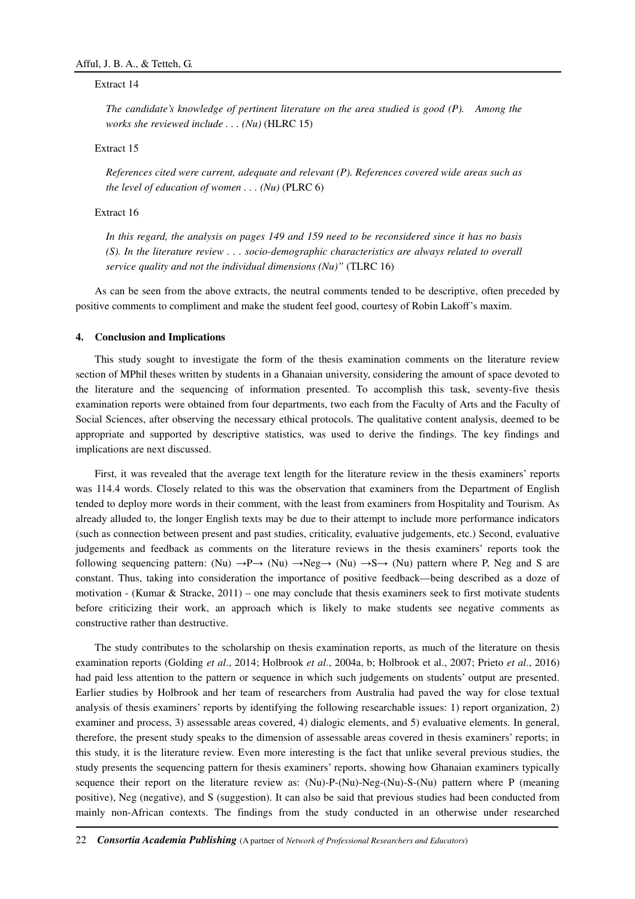Extract 14

> *The candidate's knowledge of pertinent literature on the area studied is good (P). Among the works she reviewed include . . . (Nu)* (HLRC 15)

Extract 15

> *References cited were current, adequate and relevant (P). References covered wide areas such as the level of education of women . . . (Nu)* (PLRC 6)

Extract 16

> *In this regard, the analysis on pages 149 and 159 need to be reconsidered since it has no basis (S). In the literature review . . . socio-demographic characteristics are always related to overall service quality and not the individual dimensions (Nu)"* (TLRC 16)

As can be seen from the above extracts, the neutral comments tended to be descriptive, often preceded by positive comments to compliment and make the student feel good, courtesy of Robin Lakoff's maxim.

## 4. Conclusion and Implications

This study sought to investigate the form of the thesis examination comments on the literature review section of MPhil theses written by students in a Ghanaian university, considering the amount of space devoted to the literature and the sequencing of information presented. To accomplish this task, seventy-five thesis examination reports were obtained from four departments, two each from the Faculty of Arts and the Faculty of Social Sciences, after observing the necessary ethical protocols. The qualitative content analysis, deemed to be appropriate and supported by descriptive statistics, was used to derive the findings. The key findings and implications are next discussed.

First, it was revealed that the average text length for the literature review in the thesis examiners' reports was 114.4 words. Closely related to this was the observation that examiners from the Department of English tended to deploy more words in their comment, with the least from examiners from Hospitality and Tourism. As already alluded to, the longer English texts may be due to their attempt to include more performance indicators (such as connection between present and past studies, criticality, evaluative judgements, etc.) Second, evaluative judgements and feedback as comments on the literature reviews in the thesis examiners' reports took the following sequencing pattern: (Nu) →P→ (Nu) →Neg→ (Nu) →S→ (Nu) pattern where P, Neg and S are constant. Thus, taking into consideration the importance of positive feedback—being described as a doze of motivation - (Kumar & Stracke, 2011) – one may conclude that thesis examiners seek to first motivate students before criticizing their work, an approach which is likely to make students see negative comments as constructive rather than destructive.

The study contributes to the scholarship on thesis examination reports, as much of the literature on thesis examination reports (Golding *et al*., 2014; Holbrook *et al*., 2004a, b; Holbrook et al., 2007; Prieto *et al*., 2016) had paid less attention to the pattern or sequence in which such judgements on students' output are presented. Earlier studies by Holbrook and her team of researchers from Australia had paved the way for close textual analysis of thesis examiners' reports by identifying the following researchable issues: 1) report organization, 2) examiner and process, 3) assessable areas covered, 4) dialogic elements, and 5) evaluative elements. In general, therefore, the present study speaks to the dimension of assessable areas covered in thesis examiners' reports; in this study, it is the literature review. Even more interesting is the fact that unlike several previous studies, the study presents the sequencing pattern for thesis examiners' reports, showing how Ghanaian examiners typically sequence their report on the literature review as: (Nu)-P-(Nu)-Neg-(Nu)-S-(Nu) pattern where P (meaning positive), Neg (negative), and S (suggestion). It can also be said that previous studies had been conducted from mainly non-African contexts. The findings from the study conducted in an otherwise under researched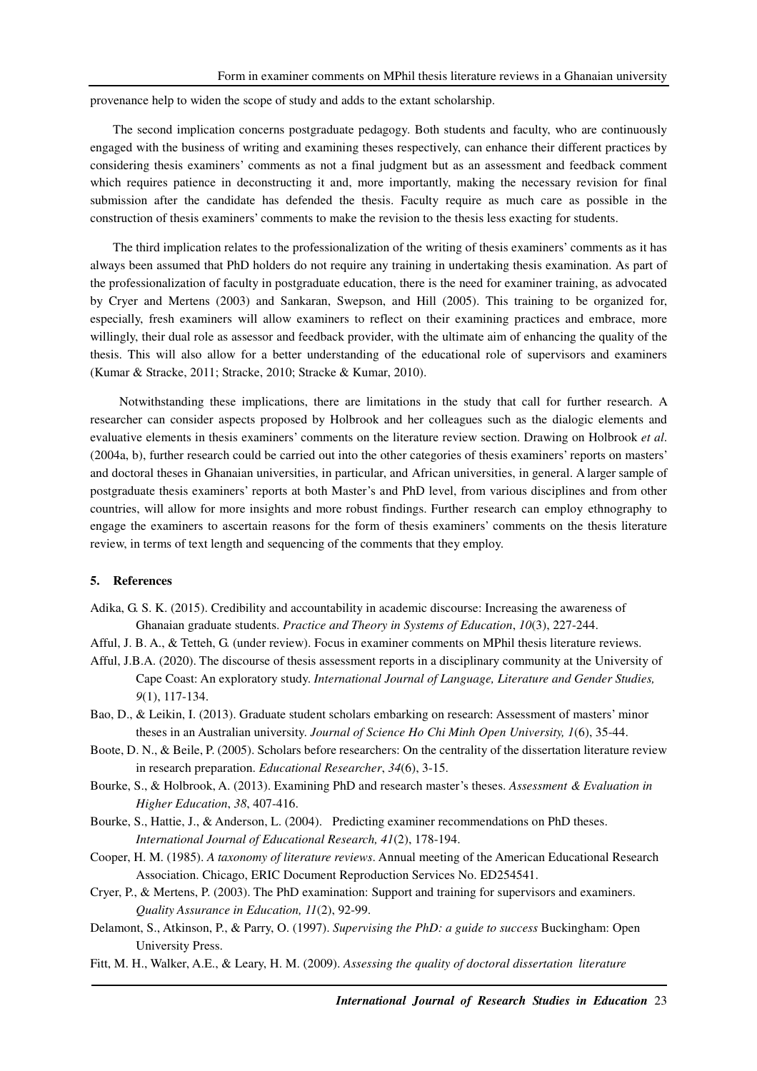provenance help to widen the scope of study and adds to the extant scholarship.

The second implication concerns postgraduate pedagogy. Both students and faculty, who are continuously engaged with the business of writing and examining theses respectively, can enhance their different practices by considering thesis examiners' comments as not a final judgment but as an assessment and feedback comment which requires patience in deconstructing it and, more importantly, making the necessary revision for final submission after the candidate has defended the thesis. Faculty require as much care as possible in the construction of thesis examiners' comments to make the revision to the thesis less exacting for students.

The third implication relates to the professionalization of the writing of thesis examiners' comments as it has always been assumed that PhD holders do not require any training in undertaking thesis examination. As part of the professionalization of faculty in postgraduate education, there is the need for examiner training, as advocated by Cryer and Mertens (2003) and Sankaran, Swepson, and Hill (2005). This training to be organized for, especially, fresh examiners will allow examiners to reflect on their examining practices and embrace, more willingly, their dual role as assessor and feedback provider, with the ultimate aim of enhancing the quality of the thesis. This will also allow for a better understanding of the educational role of supervisors and examiners (Kumar & Stracke, 2011; Stracke, 2010; Stracke & Kumar, 2010).

Notwithstanding these implications, there are limitations in the study that call for further research. A researcher can consider aspects proposed by Holbrook and her colleagues such as the dialogic elements and evaluative elements in thesis examiners' comments on the literature review section. Drawing on Holbrook *et al*. (2004a, b), further research could be carried out into the other categories of thesis examiners' reports on masters' and doctoral theses in Ghanaian universities, in particular, and African universities, in general. A larger sample of postgraduate thesis examiners' reports at both Master's and PhD level, from various disciplines and from other countries, will allow for more insights and more robust findings. Further research can employ ethnography to engage the examiners to ascertain reasons for the form of thesis examiners' comments on the thesis literature review, in terms of text length and sequencing of the comments that they employ.

## 5. References

Adika, G. S. K. (2015). Credibility and accountability in academic discourse: Increasing the awareness of Ghanaian graduate students. *Practice and Theory in Systems of Education*, *10*(3), 227-244.

Afful, J. B. A., & Tetteh, G. (under review). Focus in examiner comments on MPhil thesis literature reviews.

Afful, J.B.A. (2020). The discourse of thesis assessment reports in a disciplinary community at the University of Cape Coast: An exploratory study. *International Journal of Language, Literature and Gender Studies, 9*(1), 117-134.

Bao, D., & Leikin, I. (2013). Graduate student scholars embarking on research: Assessment of masters' minor theses in an Australian university. *Journal of Science Ho Chi Minh Open University, 1*(6), 35-44.

Boote, D. N., & Beile, P. (2005). Scholars before researchers: On the centrality of the dissertation literature review in research preparation. *Educational Researcher*, *34*(6), 3-15.

Bourke, S., & Holbrook, A. (2013). Examining PhD and research master's theses. *Assessment & Evaluation in Higher Education*, *38*, 407-416.

Bourke, S., Hattie, J., & Anderson, L. (2004). Predicting examiner recommendations on PhD theses. *International Journal of Educational Research, 41*(2), 178-194.

Cooper, H. M. (1985). *A taxonomy of literature reviews*. Annual meeting of the American Educational Research Association. Chicago, ERIC Document Reproduction Services No. ED254541.

Cryer, P., & Mertens, P. (2003). The PhD examination: Support and training for supervisors and examiners. *Quality Assurance in Education, 11*(2), 92-99.

Delamont, S., Atkinson, P., & Parry, O. (1997). *Supervising the PhD: a guide to success* Buckingham: Open University Press.

Fitt, M. H., Walker, A.E., & Leary, H. M. (2009). *Assessing the quality of doctoral dissertation literature*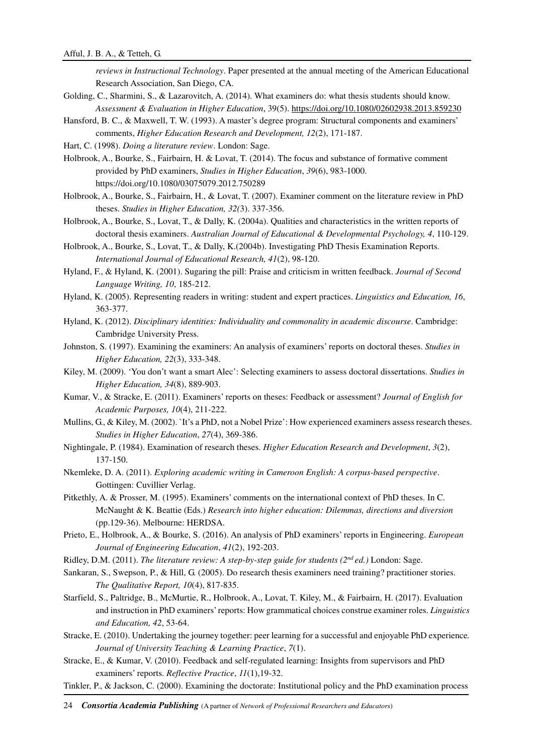*reviews in Instructional Technology*. Paper presented at the annual meeting of the American Educational Research Association, San Diego, CA.

Golding, C., Sharmini, S., & Lazarovitch, A. (2014). What examiners do: what thesis students should know. *Assessment & Evaluation in Higher Education*, 39(5). https://doi.org/10.1080/02602938.2013.859230

Hansford, B. C., & Maxwell, T. W. (1993). A master's degree program: Structural components and examiners' comments, *Higher Education Research and Development, 12*(2), 171-187.

Hart, C. (1998). *Doing a literature review*. London: Sage.

Holbrook, A., Bourke, S., Fairbairn, H. & Lovat, T. (2014). The focus and substance of formative comment provided by PhD examiners, *Studies in Higher Education*, *39*(6), 983-1000. https://doi.org/10.1080/03075079.2012.750289

Holbrook, A., Bourke, S., Fairbairn, H., & Lovat, T. (2007). Examiner comment on the literature review in PhD theses. *Studies in Higher Education, 32(*3). 337-356.

Holbrook, A., Bourke, S., Lovat, T., & Dally, K. (2004a). Qualities and characteristics in the written reports of doctoral thesis examiners. *Australian Journal of Educational & Developmental Psychology, 4*, 110-129.

Holbrook, A., Bourke, S., Lovat, T., & Dally, K.(2004b). Investigating PhD Thesis Examination Reports. *International Journal of Educational Research, 41*(2), 98-120.

Hyland, F., & Hyland, K. (2001). Sugaring the pill: Praise and criticism in written feedback. *Journal of Second Language Writing, 10*, 185-212.

Hyland, K. (2005). Representing readers in writing: student and expert practices. *Linguistics and Education, 16*, 363-377.

Hyland, K. (2012). *Disciplinary identities: Individuality and commonality in academic discourse*. Cambridge: Cambridge University Press.

Johnston, S. (1997). Examining the examiners: An analysis of examiners' reports on doctoral theses. *Studies in Higher Education, 22*(3), 333-348.

Kiley, M. (2009). 'You don't want a smart Alec': Selecting examiners to assess doctoral dissertations. *Studies in Higher Education, 34*(8), 889-903.

Kumar, V., & Stracke, E. (2011). Examiners' reports on theses: Feedback or assessment? *Journal of English for Academic Purposes, 10*(4), 211-222.

Mullins, G., & Kiley, M. (2002). `It's a PhD, not a Nobel Prize': How experienced examiners assess research theses. *Studies in Higher Education*, *27*(4), 369-386.

Nightingale, P. (1984). Examination of research theses. *Higher Education Research and Development*, *3*(2), 137-150.

Nkemleke, D. A. (2011). *Exploring academic writing in Cameroon English: A corpus-based perspective*. Gottingen: Cuvillier Verlag.

Pitkethly, A. & Prosser, M. (1995). Examiners' comments on the international context of PhD theses. In C. McNaught & K. Beattie (Eds.) *Research into higher education: Dilemmas, directions and diversion* (pp.129-36). Melbourne: HERDSA.

Prieto, E., Holbrook, A., & Bourke, S. (2016). An analysis of PhD examiners' reports in Engineering. *European Journal of Engineering Education*, *41*(2), 192-203.

Ridley, D.M. (2011). *The literature review: A step-by-step guide for students (2nd ed.)* London: Sage.

Sankaran, S., Swepson, P., & Hill, G. (2005). Do research thesis examiners need training? practitioner stories. *The Qualitative Report, 10*(4), 817-835.

Starfield, S., Paltridge, B., McMurtie, R., Holbrook, A., Lovat, T. Kiley, M., & Fairbairn, H. (2017). Evaluation and instruction in PhD examiners' reports: How grammatical choices construe examiner roles. *Linguistics and Education, 42*, 53-64.

Stracke, E. (2010). Undertaking the journey together: peer learning for a successful and enjoyable PhD experience*. Journal of University Teaching & Learning Practice*, *7*(1).

Stracke, E., & Kumar, V. (2010). Feedback and self-regulated learning: Insights from supervisors and PhD examiners' reports. *Reflective Practice*, *11*(1),19-32.

Tinkler, P., & Jackson, C. (2000). Examining the doctorate: Institutional policy and the PhD examination process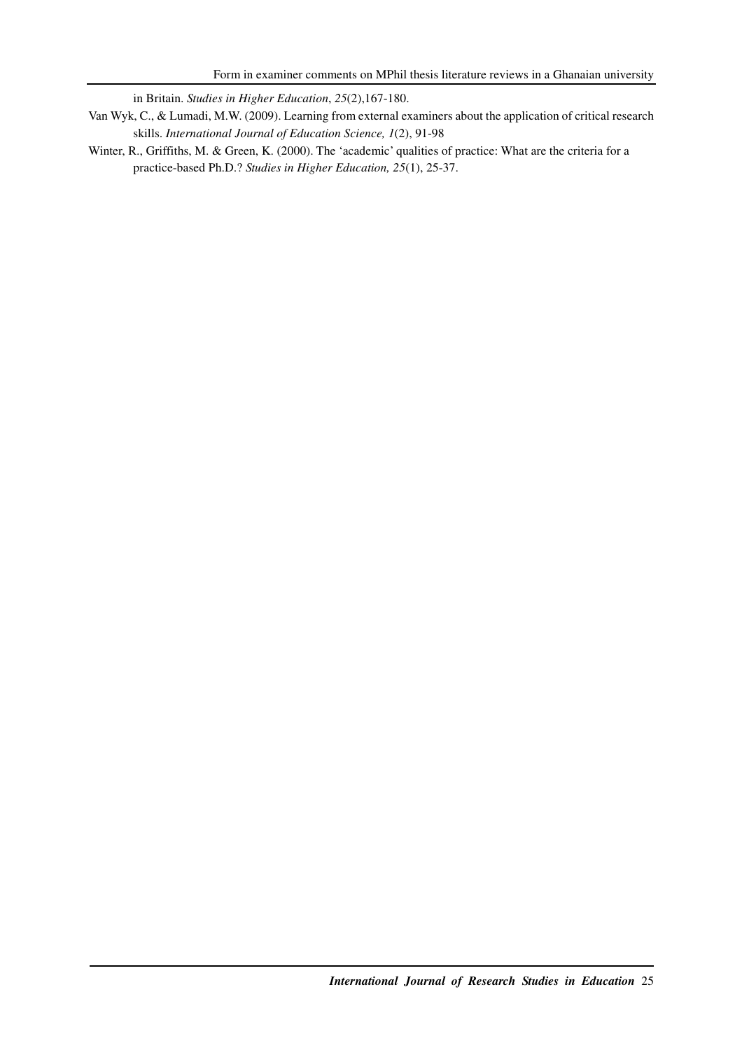in Britain. *Studies in Higher Education*, *25*(2),167-180.

Van Wyk, C., & Lumadi, M.W. (2009). Learning from external examiners about the application of critical research skills. *International Journal of Education Science, 1*(2), 91-98

Winter, R., Griffiths, M. & Green, K. (2000). The 'academic' qualities of practice: What are the criteria for a practice-based Ph.D.? *Studies in Higher Education, 25*(1), 25-37.